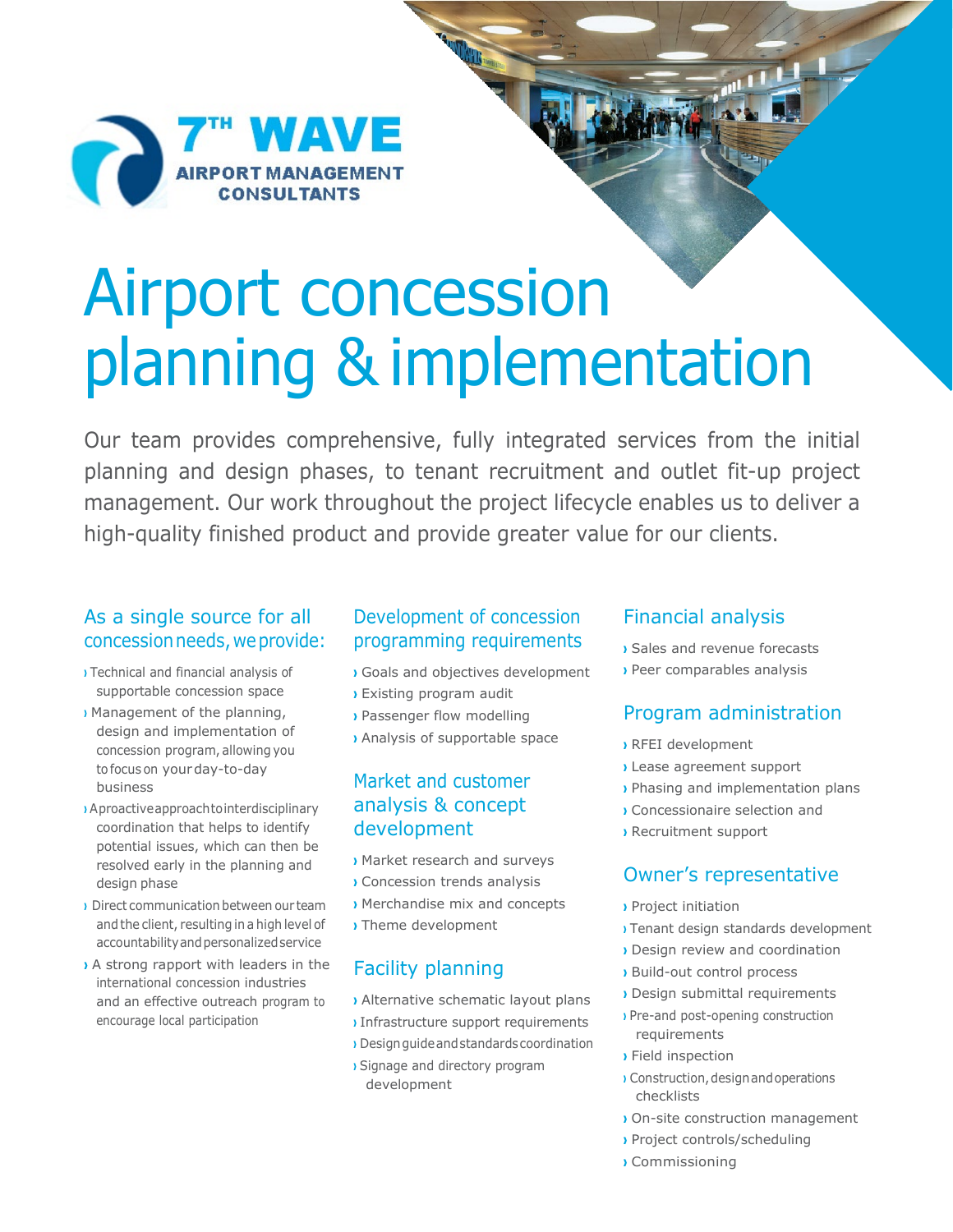7TH WAVE AIRPORT MANAGEMENT CONSULTANTS

# Airport concession planning & implementation

Our team provides comprehensive, fully integrated services from the initial planning and design phases, to tenant recruitment and outlet fit-up project management. Our work throughout the project lifecycle enables us to deliver a high-quality finished product and provide greater value for our clients.

## As a single source for all concession needs, we provide:

- Technical and financial analysis of supportable concession space
- Management of the planning, design and implementation of concession program, allowing you to focus on your day-to-day business
- A proactive approach to interdisciplinary coordination that helps to identify potential issues, which can then be resolved early in the planning and design phase
- Direct communication between our team and the client, resulting in a high level of accountability and personalized service
- A strong rapport with leaders in the international concession industries and an effective outreach program to encourage local participation

## Development of concession programming requirements

- Goals and objectives development
- Existing program audit
- Passenger flow modelling
- Analysis of supportable space

## Market and customer analysis & concept development

- Market research and surveys
- Concession trends analysis
- Merchandise mix and concepts
- Theme development

## Facility planning

- Alternative schematic layout plans
- Infrastructure support requirements
- Design guide and standards coordination
- Signage and directory program development

## Financial analysis

- Sales and revenue forecasts
- Peer comparables analysis

## Program administration

- RFEI development
- Lease agreement support
- Phasing and implementation plans
- Concessionaire selection and
- Recruitment support

## Owner's representative

- Project initiation
- Tenant design standards development
- Design review and coordination
- Build-out control process
- Design submittal requirements
- Pre-and post-opening construction requirements
- Field inspection
- Construction, design and operations checklists
- On-site construction management
- Project controls/scheduling
- Commissioning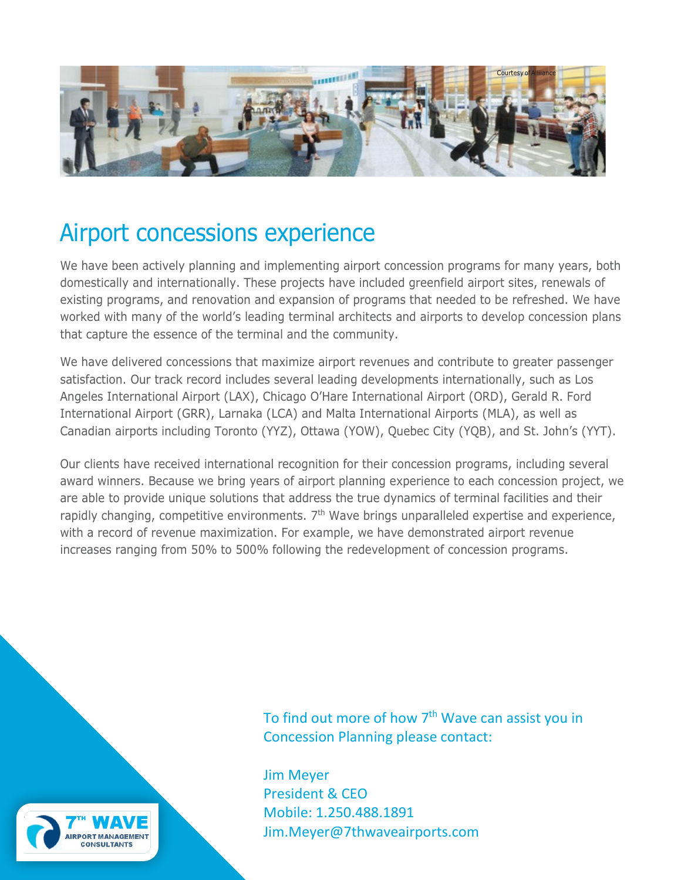Courtesy of Alliance

# Airport concessions experience

We have been actively planning and implementing airport concession programs for many years, both domestically and internationally. These projects have included greenfield airport sites, renewals of existing programs, and renovation and expansion of programs that needed to be refreshed. We have worked with many of the world's leading terminal architects and airports to develop concession plans that capture the essence of the terminal and the community.

We have delivered concessions that maximize airport revenues and contribute to greater passenger satisfaction. Our track record includes several leading developments internationally, such as Los Angeles International Airport (LAX), Chicago O'Hare International Airport (ORD), Gerald R. Ford International Airport (GRR), Larnaka (LCA) and Malta International Airports (MLA), as well as Canadian airports including Toronto (YYZ), Ottawa (YOW), Quebec City (YQB), and St. John's (YYT).

Our clients have received international recognition for their concession programs, including several award winners. Because we bring years of airport planning experience to each concession project, we are able to provide unique solutions that address the true dynamics of terminal facilities and their rapidly changing, competitive environments. 7th Wave brings unparalleled expertise and experience, with a record of revenue maximization. For example, we have demonstrated airport revenue increases ranging from 50% to 500% following the redevelopment of concession programs.

To find out more of how 7th Wave can assist you in Concession Planning please contact:

Jim Meyer
President & CEO
Mobile: 1.250.488.1891
Jim.Meyer@7thwaveairports.com

7TH WAVE AIRPORT MANAGEMENT CONSULTANTS